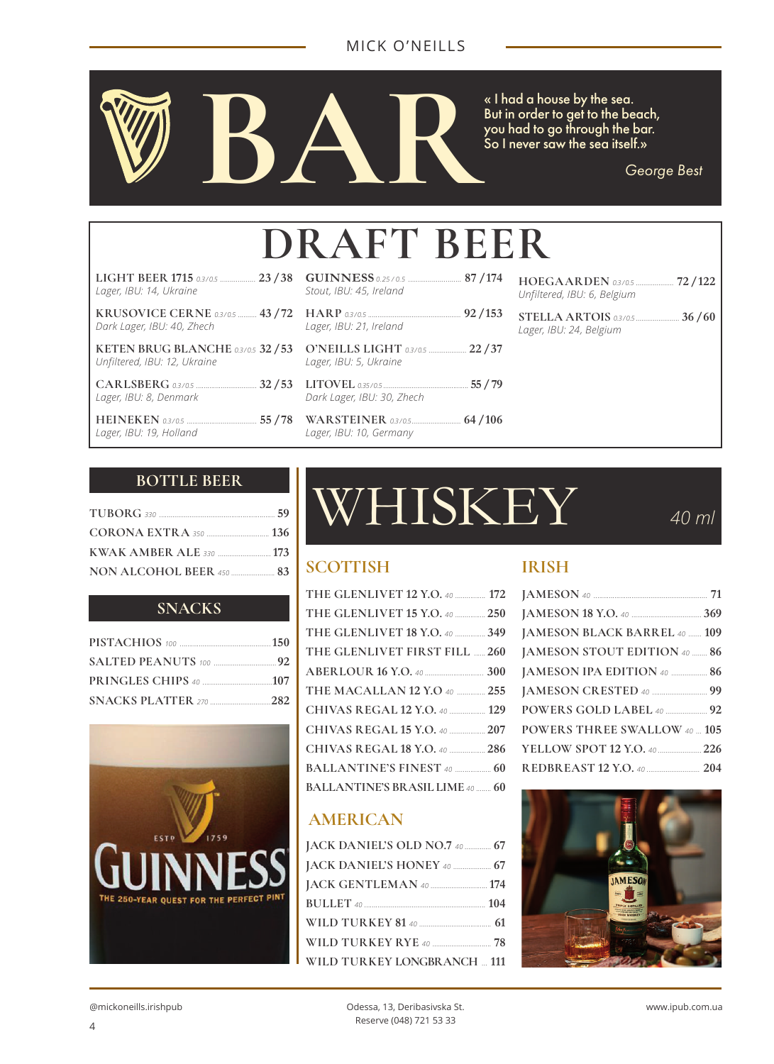# BAR

« I had a house by the sea.
But in order to get to the beach,
you had to go through the bar.
So I never saw the sea itself.»

*George Best*

## DRAFT BEER

| Beer | Volume | Price |
|---|---|---|
| **LIGHT BEER 1715** — *Lager, IBU: 14, Ukraine* | 0.3/0.5 | 23 / 38 |
| **KRUSOVICE CERNE** — *Dark Lager, IBU: 40, Zhech* | 0.3/0.5 | 43 / 72 |
| **KETEN BRUG BLANCHE** — *Unfiltered, IBU: 12, Ukraine* | 0.3/0.5 | 32 / 53 |
| **CARLSBERG** — *Lager, IBU: 8, Denmark* | 0.3/0.5 | 32 / 53 |
| **HEINEKEN** — *Lager, IBU: 19, Holland* | 0.3/0.5 | 55 / 78 |
| **GUINNESS** — *Stout, IBU: 45, Ireland* | 0.25 / 0.5 | 87 / 174 |
| **HARP** — *Lager, IBU: 21, Ireland* | 0.3/0.5 | 92 / 153 |
| **O'NEILLS LIGHT** — *Lager, IBU: 5, Ukraine* | 0.3/0.5 | 22 / 37 |
| **LITOVEL** — *Dark Lager, IBU: 30, Zhech* | 0.35/0.5 | 55 / 79 |
| **WARSTEINER** — *Lager, IBU: 10, Germany* | 0.3/0.5 | 64 / 106 |
| **HOEGAARDEN** — *Unfiltered, IBU: 6, Belgium* | 0.3/0.5 | 72 / 122 |
| **STELLA ARTOIS** — *Lager, IBU: 24, Belgium* | 0.3/0.5 | 36 / 60 |

## BOTTLE BEER

| Beer | Volume | Price |
|---|---|---|
| TUBORG | 330 | 59 |
| CORONA EXTRA | 350 | 136 |
| KWAK AMBER ALE | 330 | 173 |
| NON ALCOHOL BEER | 450 | 83 |

## SNACKS

| Snack | Weight | Price |
|---|---|---|
| PISTACHIOS | 100 | 150 |
| SALTED PEANUTS | 100 | 92 |
| PRINGLES CHIPS | 40 | 107 |
| SNACKS PLATTER | 270 | 282 |

## WHISKEY

*40 ml*

### SCOTTISH

| Whiskey | Volume | Price |
|---|---|---|
| THE GLENLIVET 12 Y.O. | 40 | 172 |
| THE GLENLIVET 15 Y.O. | 40 | 250 |
| THE GLENLIVET 18 Y.O. | 40 | 349 |
| THE GLENLIVET FIRST FILL | | 260 |
| ABERLOUR 16 Y.O. | 40 | 300 |
| THE MACALLAN 12 Y.O | 40 | 255 |
| CHIVAS REGAL 12 Y.O. | 40 | 129 |
| CHIVAS REGAL 15 Y.O. | 40 | 207 |
| CHIVAS REGAL 18 Y.O. | 40 | 286 |
| BALLANTINE'S FINEST | 40 | 60 |
| BALLANTINE'S BRASIL LIME | 40 | 60 |

### AMERICAN

| Whiskey | Volume | Price |
|---|---|---|
| JACK DANIEL'S OLD NO.7 | 40 | 67 |
| JACK DANIEL'S HONEY | 40 | 67 |
| JACK GENTLEMAN | 40 | 174 |
| BULLET | 40 | 104 |
| WILD TURKEY 81 | 40 | 61 |
| WILD TURKEY RYE | 40 | 78 |
| WILD TURKEY LONGBRANCH | | 111 |

### IRISH

| Whiskey | Volume | Price |
|---|---|---|
| JAMESON | 40 | 71 |
| JAMESON 18 Y.O. | 40 | 369 |
| JAMESON BLACK BARREL | 40 | 109 |
| JAMESON STOUT EDITION | 40 | 86 |
| JAMESON IPA EDITION | 40 | 86 |
| JAMESON CRESTED | 40 | 99 |
| POWERS GOLD LABEL | 40 | 92 |
| POWERS THREE SWALLOW | 40 | 105 |
| YELLOW SPOT 12 Y.O. | 40 | 226 |
| REDBREAST 12 Y.O. | 40 | 204 |

@mickoneills.irishpub

Odessa, 13, Deribasivska St.
Reserve (048) 721 53 33

www.ipub.com.ua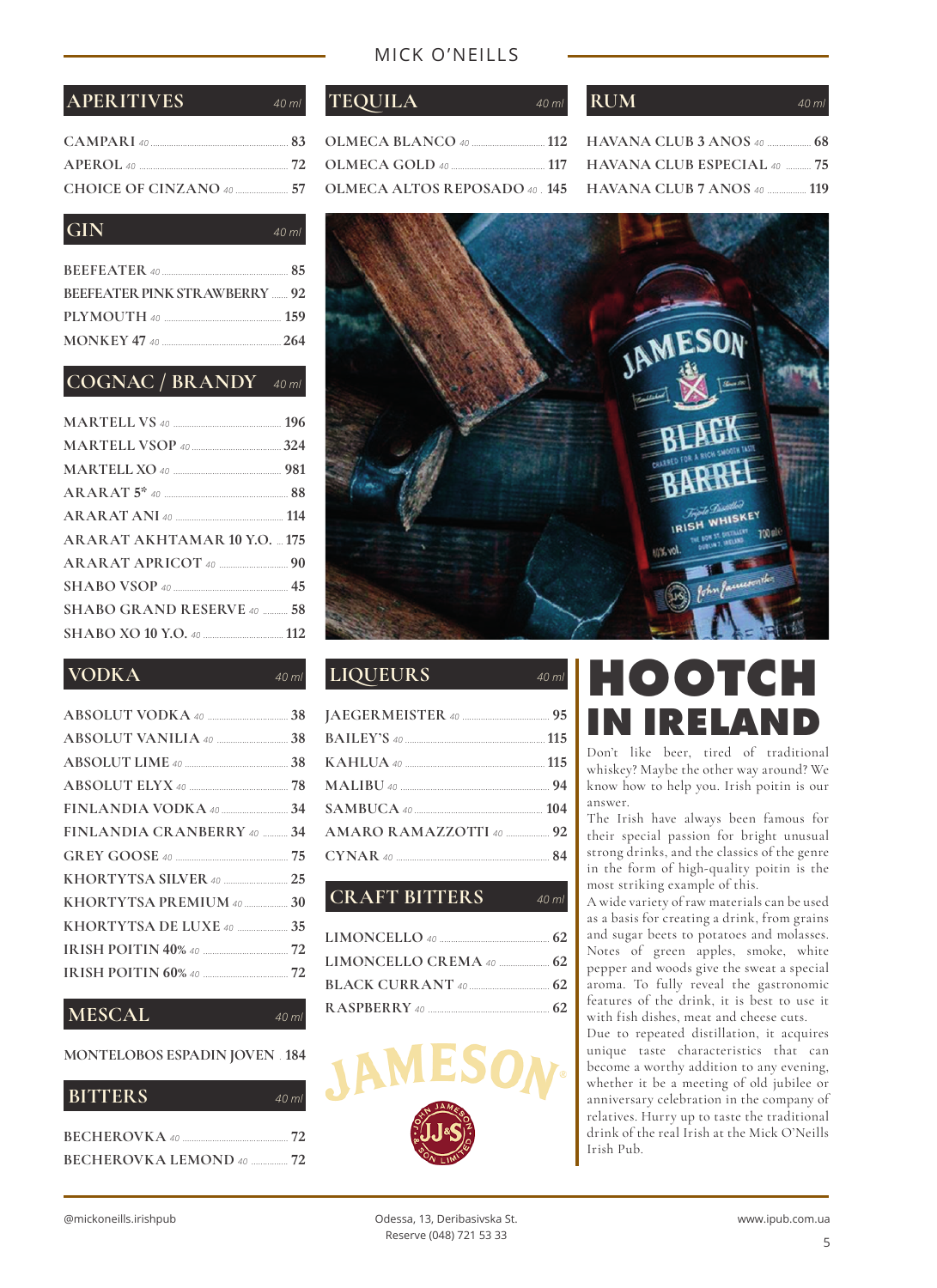# MICK O'NEILLS

## APERITIVES

*40 ml*

| Item | Price |
|---|---|
| CAMPARI 40 | 83 |
| APEROL 40 | 72 |
| CHOICE OF CINZANO 40 | 57 |

## GIN

*40 ml*

| Item | Price |
|---|---|
| BEEFEATER 40 | 85 |
| BEEFEATER PINK STRAWBERRY | 92 |
| PLYMOUTH 40 | 159 |
| MONKEY 47 40 | 264 |

## COGNAC / BRANDY

*40 ml*

| Item | Price |
|---|---|
| MARTELL VS 40 | 196 |
| MARTELL VSOP 40 | 324 |
| MARTELL XO 40 | 981 |
| ARARAT 5* 40 | 88 |
| ARARAT ANI 40 | 114 |
| ARARAT AKHTAMAR 10 Y.O. | 175 |
| ARARAT APRICOT 40 | 90 |
| SHABO VSOP 40 | 45 |
| SHABO GRAND RESERVE 40 | 58 |
| SHABO XO 10 Y.O. 40 | 112 |

## VODKA

*40 ml*

| Item | Price |
|---|---|
| ABSOLUT VODKA 40 | 38 |
| ABSOLUT VANILIA 40 | 38 |
| ABSOLUT LIME 40 | 38 |
| ABSOLUT ELYX 40 | 78 |
| FINLANDIA VODKA 40 | 34 |
| FINLANDIA CRANBERRY 40 | 34 |
| GREY GOOSE 40 | 75 |
| KHORTYTSA SILVER 40 | 25 |
| KHORTYTSA PREMIUM 40 | 30 |
| KHORTYTSA DE LUXE 40 | 35 |
| IRISH POITIN 40% 40 | 72 |
| IRISH POITIN 60% 40 | 72 |

## MESCAL

*40 ml*

| Item | Price |
|---|---|
| MONTELOBOS ESPADIN JOVEN | 184 |

## BITTERS

*40 ml*

| Item | Price |
|---|---|
| BECHEROVKA 40 | 72 |
| BECHEROVKA LEMOND 40 | 72 |

## TEQUILA

*40 ml*

| Item | Price |
|---|---|
| OLMECA BLANCO 40 | 112 |
| OLMECA GOLD 40 | 117 |
| OLMECA ALTOS REPOSADO 40 | 145 |

## RUM

*40 ml*

| Item | Price |
|---|---|
| HAVANA CLUB 3 ANOS 40 | 68 |
| HAVANA CLUB ESPECIAL 40 | 75 |
| HAVANA CLUB 7 ANOS 40 | 119 |

## LIQUEURS

*40 ml*

| Item | Price |
|---|---|
| JAEGERMEISTER 40 | 95 |
| BAILEY'S 40 | 115 |
| KAHLUA 40 | 115 |
| MALIBU 40 | 94 |
| SAMBUCA 40 | 104 |
| AMARO RAMAZZOTTI 40 | 92 |
| CYNAR 40 | 84 |

## CRAFT BITTERS

*40 ml*

| Item | Price |
|---|---|
| LIMONCELLO 40 | 62 |
| LIMONCELLO CREMA 40 | 62 |
| BLACK CURRANT 40 | 62 |
| RASPBERRY 40 | 62 |

JAMESON

## HOOTCH IN IRELAND

Don't like beer, tired of traditional whiskey? Maybe the other way around? We know how to help you. Irish poitin is our answer.

The Irish have always been famous for their special passion for bright unusual strong drinks, and the classics of the genre in the form of high-quality poitin is the most striking example of this.

A wide variety of raw materials can be used as a basis for creating a drink, from grains and sugar beets to potatoes and molasses. Notes of green apples, smoke, white pepper and woods give the sweat a special aroma. To fully reveal the gastronomic features of the drink, it is best to use it with fish dishes, meat and cheese cuts.

Due to repeated distillation, it acquires unique taste characteristics that can become a worthy addition to any evening, whether it be a meeting of old jubilee or anniversary celebration in the company of relatives. Hurry up to taste the traditional drink of the real Irish at the Mick O'Neills Irish Pub.

@mickoneills.irishpub

Odessa, 13, Deribasivska St.
Reserve (048) 721 53 33

www.ipub.com.ua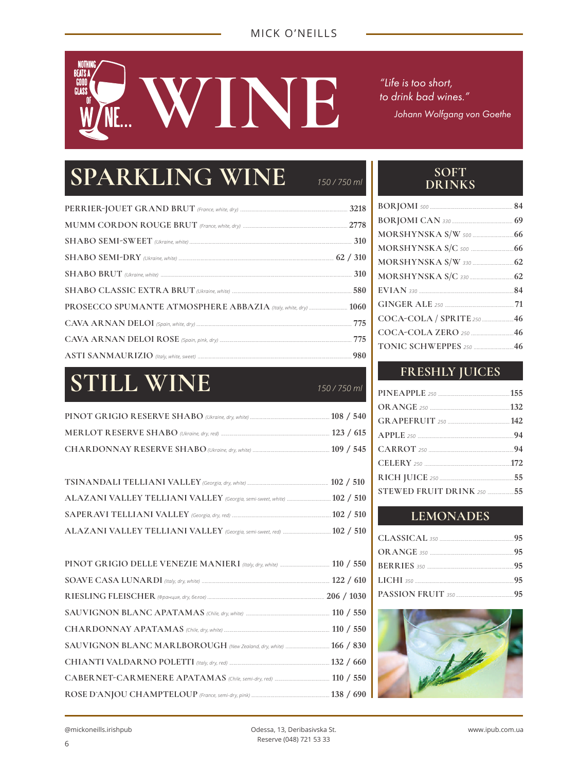# WINE

*"Life is too short, to drink bad wines."*

*Johann Wolfgang von Goethe*

## SPARKLING WINE

*150 / 750 ml*

| Item | Price |
|---|---|
| PERRIER-JOUET GRAND BRUT *(France, white, dry)* | 3218 |
| MUMM CORDON ROUGE BRUT *(France, white, dry)* | 2778 |
| SHABO SEMI-SWEET *(Ukraine, white)* | 310 |
| SHABO SEMI-DRY *(Ukraine, white)* | 62 / 310 |
| SHABO BRUT *(Ukraine, white)* | 310 |
| SHABO CLASSIC EXTRA BRUT *(Ukraine, white)* | 580 |
| PROSECCO SPUMANTE ATMOSPHERE ABBAZIA *(Italy, white, dry)* | 1060 |
| CAVA ARNAN DELOI *(Spain, white, dry)* | 775 |
| CAVA ARNAN DELOI ROSE *(Spain, pink, dry)* | 775 |
| ASTI SANMAURIZIO *(Italy, white, sweet)* | 980 |

## STILL WINE

*150 / 750 ml*

| Item | Price |
|---|---|
| PINOT GRIGIO RESERVE SHABO *(Ukraine, dry, white)* | 108 / 540 |
| MERLOT RESERVE SHABO *(Ukraine, dry, red)* | 123 / 615 |
| CHARDONNAY RESERVE SHABO *(Ukraine, dry, white)* | 109 / 545 |
| TSINANDALI TELLIANI VALLEY *(Georgia, dry, white)* | 102 / 510 |
| ALAZANI VALLEY TELLIANI VALLEY *(Georgia, semi-sweet, white)* | 102 / 510 |
| SAPERAVI TELLIANI VALLEY *(Georgia, dry, red)* | 102 / 510 |
| ALAZANI VALLEY TELLIANI VALLEY *(Georgia, semi-sweet, red)* | 102 / 510 |
| PINOT GRIGIO DELLE VENEZIE MANIERI *(Italy, dry, white)* | 110 / 550 |
| SOAVE CASA LUNARDI *(Italy, dry, white)* | 122 / 610 |
| RIESLING FLEISCHER *(Франция, dry, белое)* | 206 / 1030 |
| SAUVIGNON BLANC APATAMAS *(Chile, dry, white)* | 110 / 550 |
| CHARDONNAY APATAMAS *(Chile, dry, white)* | 110 / 550 |
| SAUVIGNON BLANC MARLBOROUGH *(New Zealand, dry, white)* | 166 / 830 |
| CHIANTI VALDARNO POLETTI *(Italy, dry, red)* | 132 / 660 |
| CABERNET-CARMENERE APATAMAS *(Chile, semi-dry, red)* | 110 / 550 |
| ROSE D`ANJOU CHAMPTELOUP *(France, semi-dry, pink)* | 138 / 690 |

## SOFT DRINKS

| Item | Price |
|---|---|
| BORJOMI *500* | 84 |
| BORJOMI CAN *330* | 69 |
| MORSHYNSKA S/W *500* | 66 |
| MORSHYNSKA S/C *500* | 66 |
| MORSHYNSKA S/W *330* | 62 |
| MORSHYNSKA S/C *330* | 62 |
| EVIAN *330* | 84 |
| GINGER ALE *250* | 71 |
| COCA-COLA / SPRITE *250* | 46 |
| COCA-COLA ZERO *250* | 46 |
| TONIC SCHWEPPES *250* | 46 |

## FRESHLY JUICES

| Item | Price |
|---|---|
| PINEAPPLE *250* | 155 |
| ORANGE *250* | 132 |
| GRAPEFRUIT *250* | 142 |
| APPLE *250* | 94 |
| CARROT *250* | 94 |
| CELERY *250* | 172 |
| RICH JUICE *250* | 55 |
| STEWED FRUIT DRINK *250* | 55 |

## LEMONADES

| Item | Price |
|---|---|
| CLASSICAL *350* | 95 |
| ORANGE *350* | 95 |
| BERRIES *350* | 95 |
| LICHI *350* | 95 |
| PASSION FRUIT *350* | 95 |

@mickoneills.irishpub

Odessa, 13, Deribasivska St.
Reserve (048) 721 53 33

www.ipub.com.ua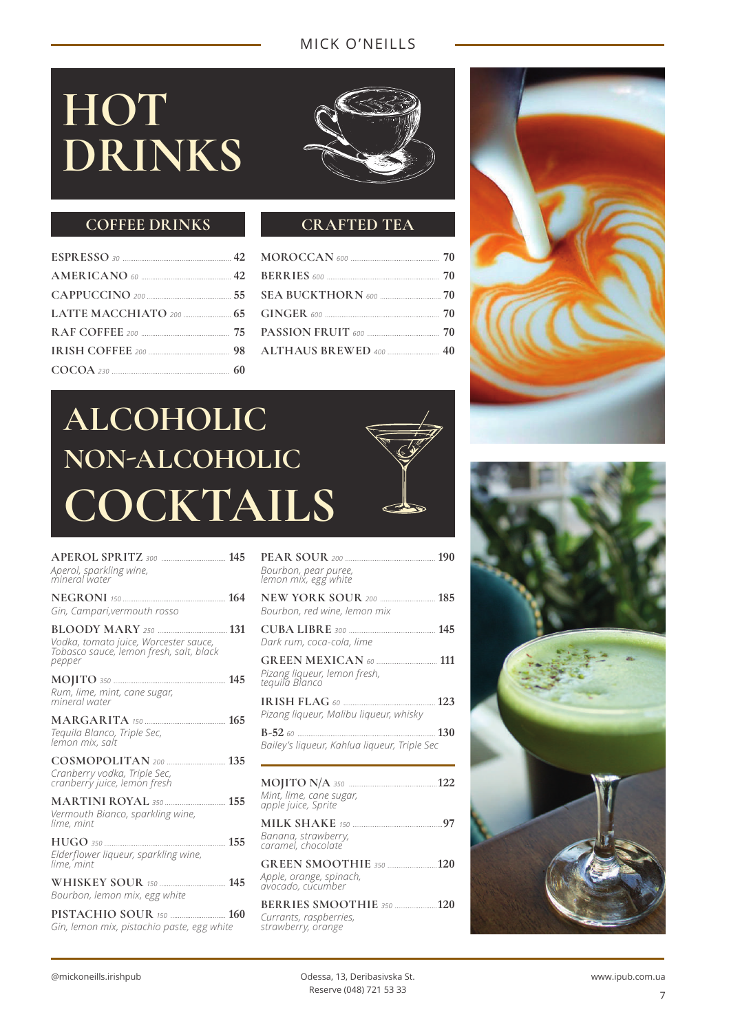# HOT DRINKS

## COFFEE DRINKS

| | | |
|---|---|---|
| ESPRESSO | 30 | 42 |
| AMERICANO | 60 | 42 |
| CAPPUCCINO | 200 | 55 |
| LATTE MACCHIATO | 200 | 65 |
| RAF COFFEE | 200 | 75 |
| IRISH COFFEE | 200 | 98 |
| COCOA | 230 | 60 |

## CRAFTED TEA

| | | |
|---|---|---|
| MOROCCAN | 600 | 70 |
| BERRIES | 600 | 70 |
| SEA BUCKTHORN | 600 | 70 |
| GINGER | 600 | 70 |
| PASSION FRUIT | 600 | 70 |
| ALTHAUS BREWED | 400 | 40 |

# ALCOHOLIC NON-ALCOHOLIC COCKTAILS

**APEROL SPRITZ** 300 ... 145
*Aperol, sparkling wine, mineral water*

**NEGRONI** 150 ... 164
*Gin, Campari,vermouth rosso*

**BLOODY MARY** 250 ... 131
*Vodka, tomato juice, Worcester sauce, Tobasco sauce, lemon fresh, salt, black pepper*

**MOJITO** 350 ... 145
*Rum, lime, mint, cane sugar, mineral water*

**MARGARITA** 150 ... 165
*Tequila Blanco, Triple Sec, lemon mix, salt*

**COSMOPOLITAN** 200 ... 135
*Cranberry vodka, Triple Sec, cranberry juice, lemon fresh*

**MARTINI ROYAL** 350 ... 155
*Vermouth Bianco, sparkling wine, lime, mint*

**HUGO** 350 ... 155
*Elderflower liqueur, sparkling wine, lime, mint*

**WHISKEY SOUR** 150 ... 145
*Bourbon, lemon mix, egg white*

**PISTACHIO SOUR** 150 ... 160
*Gin, lemon mix, pistachio paste, egg white*

**PEAR SOUR** 200 ... 190
*Bourbon, pear puree, lemon mix, egg white*

**NEW YORK SOUR** 200 ... 185
*Bourbon, red wine, lemon mix*

**CUBA LIBRE** 300 ... 145
*Dark rum, coca-cola, lime*

**GREEN MEXICAN** 60 ... 111
*Pizang liqueur, lemon fresh, tequila Blanco*

**IRISH FLAG** 60 ... 123
*Pizang liqueur, Malibu liqueur, whisky*

**B-52** 60 ... 130
*Bailey's liqueur, Kahlua liqueur, Triple Sec*

---

**MOJITO N/A** 350 ... 122
*Mint, lime, cane sugar, apple juice, Sprite*

**MILK SHAKE** 150 ... 97
*Banana, strawberry, caramel, chocolate*

**GREEN SMOOTHIE** 350 ... 120
*Apple, orange, spinach, avocado, cucumber*

**BERRIES SMOOTHIE** 350 ... 120
*Currants, raspberries, strawberry, orange*

@mickoneills.irishpub

Odessa, 13, Deribasivska St.
Reserve (048) 721 53 33

www.ipub.com.ua